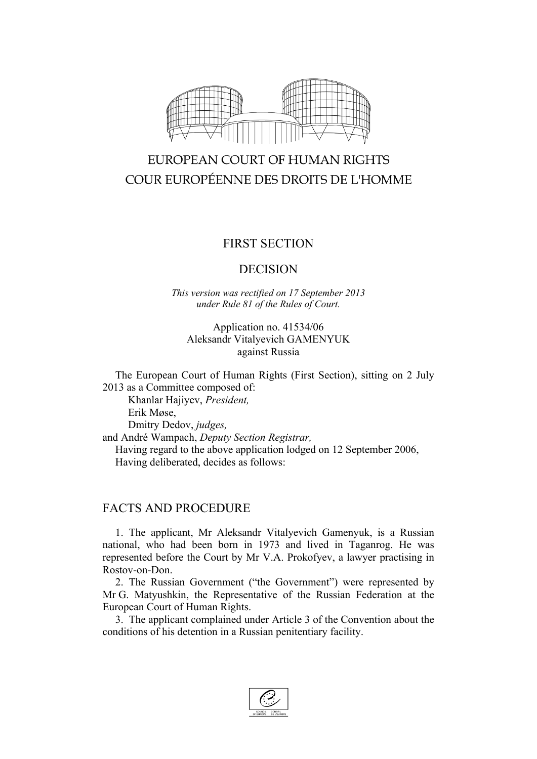EUROPEAN COURT OF HUMAN RIGHTS

COUR EUROPÉENNE DES DROITS DE L'HOMME

FIRST SECTION

DECISION

*This version was rectified on 17 September 2013 under Rule 81 of the Rules of Court.*

Application no. 41534/06
Aleksandr Vitalyevich GAMENYUK
against Russia

The European Court of Human Rights (First Section), sitting on 2 July 2013 as a Committee composed of:

Khanlar Hajiyev, *President,*
Erik Møse,
Dmitry Dedov, *judges,*
and André Wampach, *Deputy Section Registrar,*

Having regard to the above application lodged on 12 September 2006,

Having deliberated, decides as follows:

## FACTS AND PROCEDURE

1. The applicant, Mr Aleksandr Vitalyevich Gamenyuk, is a Russian national, who had been born in 1973 and lived in Taganrog. He was represented before the Court by Mr V.A. Prokofyev, a lawyer practising in Rostov-on-Don.

2. The Russian Government ("the Government") were represented by Mr G. Matyushkin, the Representative of the Russian Federation at the European Court of Human Rights.

3. The applicant complained under Article 3 of the Convention about the conditions of his detention in a Russian penitentiary facility.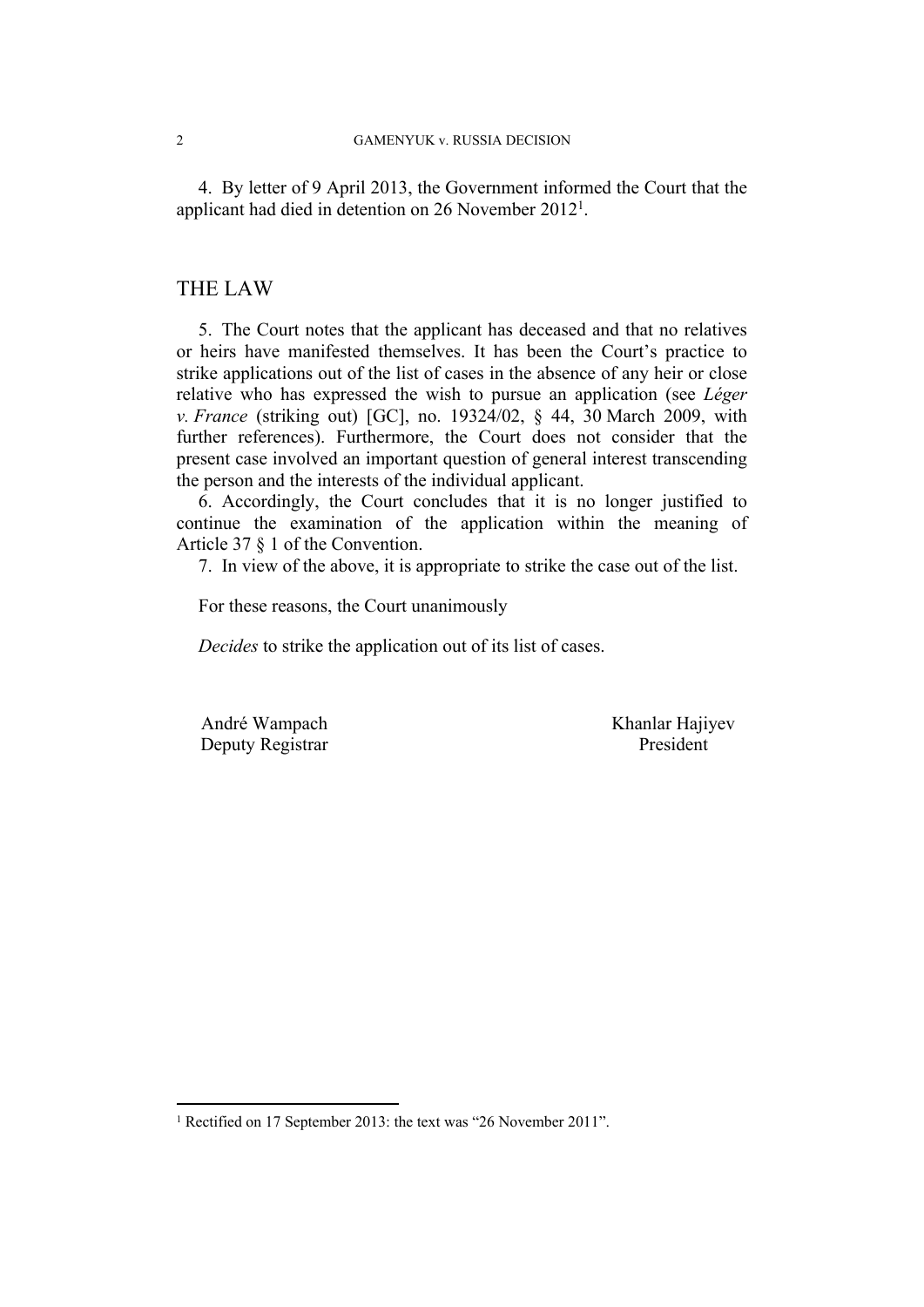4. By letter of 9 April 2013, the Government informed the Court that the applicant had died in detention on 26 November 2012[1].

## THE LAW

5. The Court notes that the applicant has deceased and that no relatives or heirs have manifested themselves. It has been the Court's practice to strike applications out of the list of cases in the absence of any heir or close relative who has expressed the wish to pursue an application (see *Léger v. France* (striking out) [GC], no. 19324/02, § 44, 30 March 2009, with further references). Furthermore, the Court does not consider that the present case involved an important question of general interest transcending the person and the interests of the individual applicant.

6. Accordingly, the Court concludes that it is no longer justified to continue the examination of the application within the meaning of Article 37 § 1 of the Convention.

7. In view of the above, it is appropriate to strike the case out of the list.

For these reasons, the Court unanimously

*Decides* to strike the application out of its list of cases.

André Wampach
Deputy Registrar

Khanlar Hajiyev
President

[1] Rectified on 17 September 2013: the text was "26 November 2011".